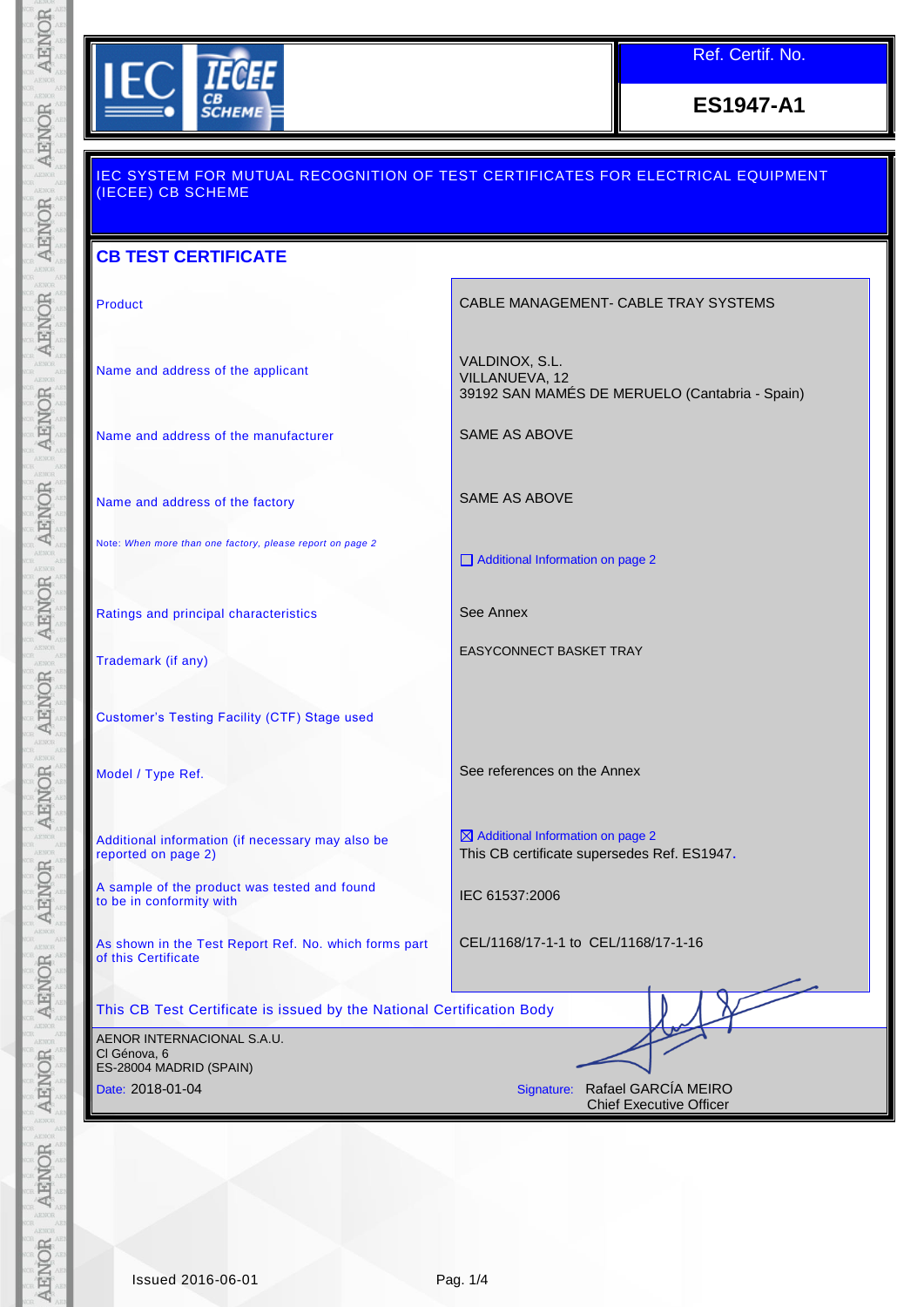IEC IECEE CB SCHEME

| Ref. Certif. No. |
| --- |
| **ES1947-A1** |

IEC SYSTEM FOR MUTUAL RECOGNITION OF TEST CERTIFICATES FOR ELECTRICAL EQUIPMENT (IECEE) CB SCHEME

## CB TEST CERTIFICATE

| | |
| --- | --- |
| Product | CABLE MANAGEMENT- CABLE TRAY SYSTEMS |
| Name and address of the applicant | VALDINOX, S.L.<br>VILLANUEVA, 12<br>39192 SAN MAMÉS DE MERUELO (Cantabria - Spain) |
| Name and address of the manufacturer | SAME AS ABOVE |
| Name and address of the factory | SAME AS ABOVE |
| Note: *When more than one factory, please report on page 2* | ☐ Additional Information on page 2 |
| Ratings and principal characteristics | See Annex |
| Trademark (if any) | EASYCONNECT BASKET TRAY |
| Customer's Testing Facility (CTF) Stage used | |
| Model / Type Ref. | See references on the Annex |
| Additional information (if necessary may also be reported on page 2) | ☒ Additional Information on page 2<br>This CB certificate supersedes Ref. ES1947. |
| A sample of the product was tested and found to be in conformity with | IEC 61537:2006 |
| As shown in the Test Report Ref. No. which forms part of this Certificate | CEL/1168/17-1-1 to CEL/1168/17-1-16 |

This CB Test Certificate is issued by the National Certification Body

AENOR INTERNACIONAL S.A.U.
C/ Génova, 6
ES-28004 MADRID (SPAIN)

Date: 2018-01-04

Signature: Rafael GARCÍA MEIRO
Chief Executive Officer

Issued 2016-06-01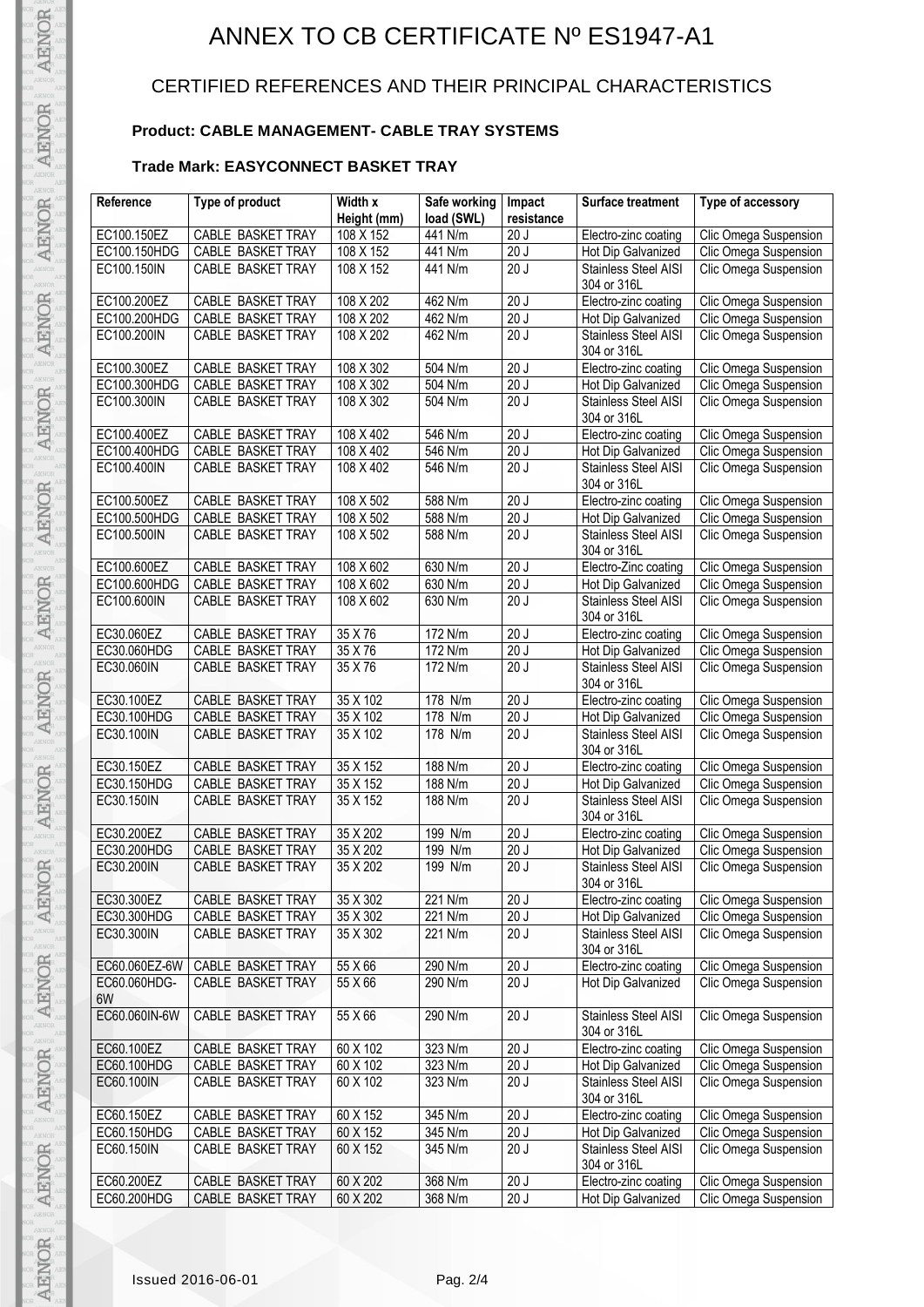# ANNEX TO CB CERTIFICATE Nº ES1947-A1

## CERTIFIED REFERENCES AND THEIR PRINCIPAL CHARACTERISTICS

**Product: CABLE MANAGEMENT- CABLE TRAY SYSTEMS**

**Trade Mark: EASYCONNECT BASKET TRAY**

| Reference | Type of product | Width x Height (mm) | Safe working load (SWL) | Impact resistance | Surface treatment | Type of accessory |
|---|---|---|---|---|---|---|
| EC100.150EZ | CABLE BASKET TRAY | 108 X 152 | 441 N/m | 20 J | Electro-zinc coating | Clic Omega Suspension |
| EC100.150HDG | CABLE BASKET TRAY | 108 X 152 | 441 N/m | 20 J | Hot Dip Galvanized | Clic Omega Suspension |
| EC100.150IN | CABLE BASKET TRAY | 108 X 152 | 441 N/m | 20 J | Stainless Steel AISI 304 or 316L | Clic Omega Suspension |
| EC100.200EZ | CABLE BASKET TRAY | 108 X 202 | 462 N/m | 20 J | Electro-zinc coating | Clic Omega Suspension |
| EC100.200HDG | CABLE BASKET TRAY | 108 X 202 | 462 N/m | 20 J | Hot Dip Galvanized | Clic Omega Suspension |
| EC100.200IN | CABLE BASKET TRAY | 108 X 202 | 462 N/m | 20 J | Stainless Steel AISI 304 or 316L | Clic Omega Suspension |
| EC100.300EZ | CABLE BASKET TRAY | 108 X 302 | 504 N/m | 20 J | Electro-zinc coating | Clic Omega Suspension |
| EC100.300HDG | CABLE BASKET TRAY | 108 X 302 | 504 N/m | 20 J | Hot Dip Galvanized | Clic Omega Suspension |
| EC100.300IN | CABLE BASKET TRAY | 108 X 302 | 504 N/m | 20 J | Stainless Steel AISI 304 or 316L | Clic Omega Suspension |
| EC100.400EZ | CABLE BASKET TRAY | 108 X 402 | 546 N/m | 20 J | Electro-zinc coating | Clic Omega Suspension |
| EC100.400HDG | CABLE BASKET TRAY | 108 X 402 | 546 N/m | 20 J | Hot Dip Galvanized | Clic Omega Suspension |
| EC100.400IN | CABLE BASKET TRAY | 108 X 402 | 546 N/m | 20 J | Stainless Steel AISI 304 or 316L | Clic Omega Suspension |
| EC100.500EZ | CABLE BASKET TRAY | 108 X 502 | 588 N/m | 20 J | Electro-zinc coating | Clic Omega Suspension |
| EC100.500HDG | CABLE BASKET TRAY | 108 X 502 | 588 N/m | 20 J | Hot Dip Galvanized | Clic Omega Suspension |
| EC100.500IN | CABLE BASKET TRAY | 108 X 502 | 588 N/m | 20 J | Stainless Steel AISI 304 or 316L | Clic Omega Suspension |
| EC100.600EZ | CABLE BASKET TRAY | 108 X 602 | 630 N/m | 20 J | Electro-Zinc coating | Clic Omega Suspension |
| EC100.600HDG | CABLE BASKET TRAY | 108 X 602 | 630 N/m | 20 J | Hot Dip Galvanized | Clic Omega Suspension |
| EC100.600IN | CABLE BASKET TRAY | 108 X 602 | 630 N/m | 20 J | Stainless Steel AISI 304 or 316L | Clic Omega Suspension |
| EC30.060EZ | CABLE BASKET TRAY | 35 X 76 | 172 N/m | 20 J | Electro-zinc coating | Clic Omega Suspension |
| EC30.060HDG | CABLE BASKET TRAY | 35 X 76 | 172 N/m | 20 J | Hot Dip Galvanized | Clic Omega Suspension |
| EC30.060IN | CABLE BASKET TRAY | 35 X 76 | 172 N/m | 20 J | Stainless Steel AISI 304 or 316L | Clic Omega Suspension |
| EC30.100EZ | CABLE BASKET TRAY | 35 X 102 | 178 N/m | 20 J | Electro-zinc coating | Clic Omega Suspension |
| EC30.100HDG | CABLE BASKET TRAY | 35 X 102 | 178 N/m | 20 J | Hot Dip Galvanized | Clic Omega Suspension |
| EC30.100IN | CABLE BASKET TRAY | 35 X 102 | 178 N/m | 20 J | Stainless Steel AISI 304 or 316L | Clic Omega Suspension |
| EC30.150EZ | CABLE BASKET TRAY | 35 X 152 | 188 N/m | 20 J | Electro-zinc coating | Clic Omega Suspension |
| EC30.150HDG | CABLE BASKET TRAY | 35 X 152 | 188 N/m | 20 J | Hot Dip Galvanized | Clic Omega Suspension |
| EC30.150IN | CABLE BASKET TRAY | 35 X 152 | 188 N/m | 20 J | Stainless Steel AISI 304 or 316L | Clic Omega Suspension |
| EC30.200EZ | CABLE BASKET TRAY | 35 X 202 | 199 N/m | 20 J | Electro-zinc coating | Clic Omega Suspension |
| EC30.200HDG | CABLE BASKET TRAY | 35 X 202 | 199 N/m | 20 J | Hot Dip Galvanized | Clic Omega Suspension |
| EC30.200IN | CABLE BASKET TRAY | 35 X 202 | 199 N/m | 20 J | Stainless Steel AISI 304 or 316L | Clic Omega Suspension |
| EC30.300EZ | CABLE BASKET TRAY | 35 X 302 | 221 N/m | 20 J | Electro-zinc coating | Clic Omega Suspension |
| EC30.300HDG | CABLE BASKET TRAY | 35 X 302 | 221 N/m | 20 J | Hot Dip Galvanized | Clic Omega Suspension |
| EC30.300IN | CABLE BASKET TRAY | 35 X 302 | 221 N/m | 20 J | Stainless Steel AISI 304 or 316L | Clic Omega Suspension |
| EC60.060EZ-6W | CABLE BASKET TRAY | 55 X 66 | 290 N/m | 20 J | Electro-zinc coating | Clic Omega Suspension |
| EC60.060HDG-6W | CABLE BASKET TRAY | 55 X 66 | 290 N/m | 20 J | Hot Dip Galvanized | Clic Omega Suspension |
| EC60.060IN-6W | CABLE BASKET TRAY | 55 X 66 | 290 N/m | 20 J | Stainless Steel AISI 304 or 316L | Clic Omega Suspension |
| EC60.100EZ | CABLE BASKET TRAY | 60 X 102 | 323 N/m | 20 J | Electro-zinc coating | Clic Omega Suspension |
| EC60.100HDG | CABLE BASKET TRAY | 60 X 102 | 323 N/m | 20 J | Hot Dip Galvanized | Clic Omega Suspension |
| EC60.100IN | CABLE BASKET TRAY | 60 X 102 | 323 N/m | 20 J | Stainless Steel AISI 304 or 316L | Clic Omega Suspension |
| EC60.150EZ | CABLE BASKET TRAY | 60 X 152 | 345 N/m | 20 J | Electro-zinc coating | Clic Omega Suspension |
| EC60.150HDG | CABLE BASKET TRAY | 60 X 152 | 345 N/m | 20 J | Hot Dip Galvanized | Clic Omega Suspension |
| EC60.150IN | CABLE BASKET TRAY | 60 X 152 | 345 N/m | 20 J | Stainless Steel AISI 304 or 316L | Clic Omega Suspension |
| EC60.200EZ | CABLE BASKET TRAY | 60 X 202 | 368 N/m | 20 J | Electro-zinc coating | Clic Omega Suspension |
| EC60.200HDG | CABLE BASKET TRAY | 60 X 202 | 368 N/m | 20 J | Hot Dip Galvanized | Clic Omega Suspension |

Issued 2016-06-01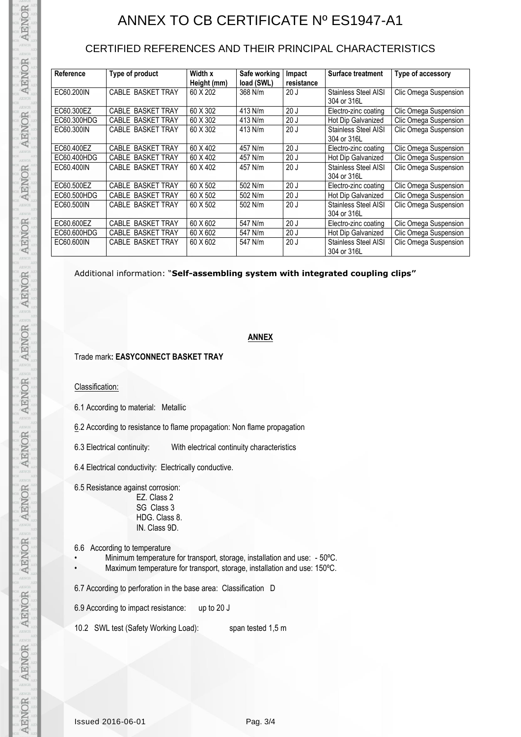# ANNEX TO CB CERTIFICATE Nº ES1947-A1

## CERTIFIED REFERENCES AND THEIR PRINCIPAL CHARACTERISTICS

| Reference | Type of product | Width x Height (mm) | Safe working load (SWL) | Impact resistance | Surface treatment | Type of accessory |
|---|---|---|---|---|---|---|
| EC60.200IN | CABLE BASKET TRAY | 60 X 202 | 368 N/m | 20 J | Stainless Steel AISI 304 or 316L | Clic Omega Suspension |
| EC60.300EZ | CABLE BASKET TRAY | 60 X 302 | 413 N/m | 20 J | Electro-zinc coating | Clic Omega Suspension |
| EC60.300HDG | CABLE BASKET TRAY | 60 X 302 | 413 N/m | 20 J | Hot Dip Galvanized | Clic Omega Suspension |
| EC60.300IN | CABLE BASKET TRAY | 60 X 302 | 413 N/m | 20 J | Stainless Steel AISI 304 or 316L | Clic Omega Suspension |
| EC60.400EZ | CABLE BASKET TRAY | 60 X 402 | 457 N/m | 20 J | Electro-zinc coating | Clic Omega Suspension |
| EC60.400HDG | CABLE BASKET TRAY | 60 X 402 | 457 N/m | 20 J | Hot Dip Galvanized | Clic Omega Suspension |
| EC60.400IN | CABLE BASKET TRAY | 60 X 402 | 457 N/m | 20 J | Stainless Steel AISI 304 or 316L | Clic Omega Suspension |
| EC60.500EZ | CABLE BASKET TRAY | 60 X 502 | 502 N/m | 20 J | Electro-zinc coating | Clic Omega Suspension |
| EC60.500HDG | CABLE BASKET TRAY | 60 X 502 | 502 N/m | 20 J | Hot Dip Galvanized | Clic Omega Suspension |
| EC60.500IN | CABLE BASKET TRAY | 60 X 502 | 502 N/m | 20 J | Stainless Steel AISI 304 or 316L | Clic Omega Suspension |
| EC60.600EZ | CABLE BASKET TRAY | 60 X 602 | 547 N/m | 20 J | Electro-zinc coating | Clic Omega Suspension |
| EC60.600HDG | CABLE BASKET TRAY | 60 X 602 | 547 N/m | 20 J | Hot Dip Galvanized | Clic Omega Suspension |
| EC60.600IN | CABLE BASKET TRAY | 60 X 602 | 547 N/m | 20 J | Stainless Steel AISI 304 or 316L | Clic Omega Suspension |

Additional information: "**Self-assembling system with integrated coupling clips"**

**ANNEX**

Trade mark**: EASYCONNECT BASKET TRAY**

Classification:

6.1 According to material: Metallic

6.2 According to resistance to flame propagation: Non flame propagation

6.3 Electrical continuity: With electrical continuity characteristics

6.4 Electrical conductivity: Electrically conductive.

6.5 Resistance against corrosion:
EZ. Class 2
SG Class 3
HDG. Class 8.
IN. Class 9D.

6.6 According to temperature

- Minimum temperature for transport, storage, installation and use: - 50ºC.
- Maximum temperature for transport, storage, installation and use: 150ºC.

6.7 According to perforation in the base area: Classification D

6.9 According to impact resistance: up to 20 J

10.2 SWL test (Safety Working Load): span tested 1,5 m

Issued 2016-06-01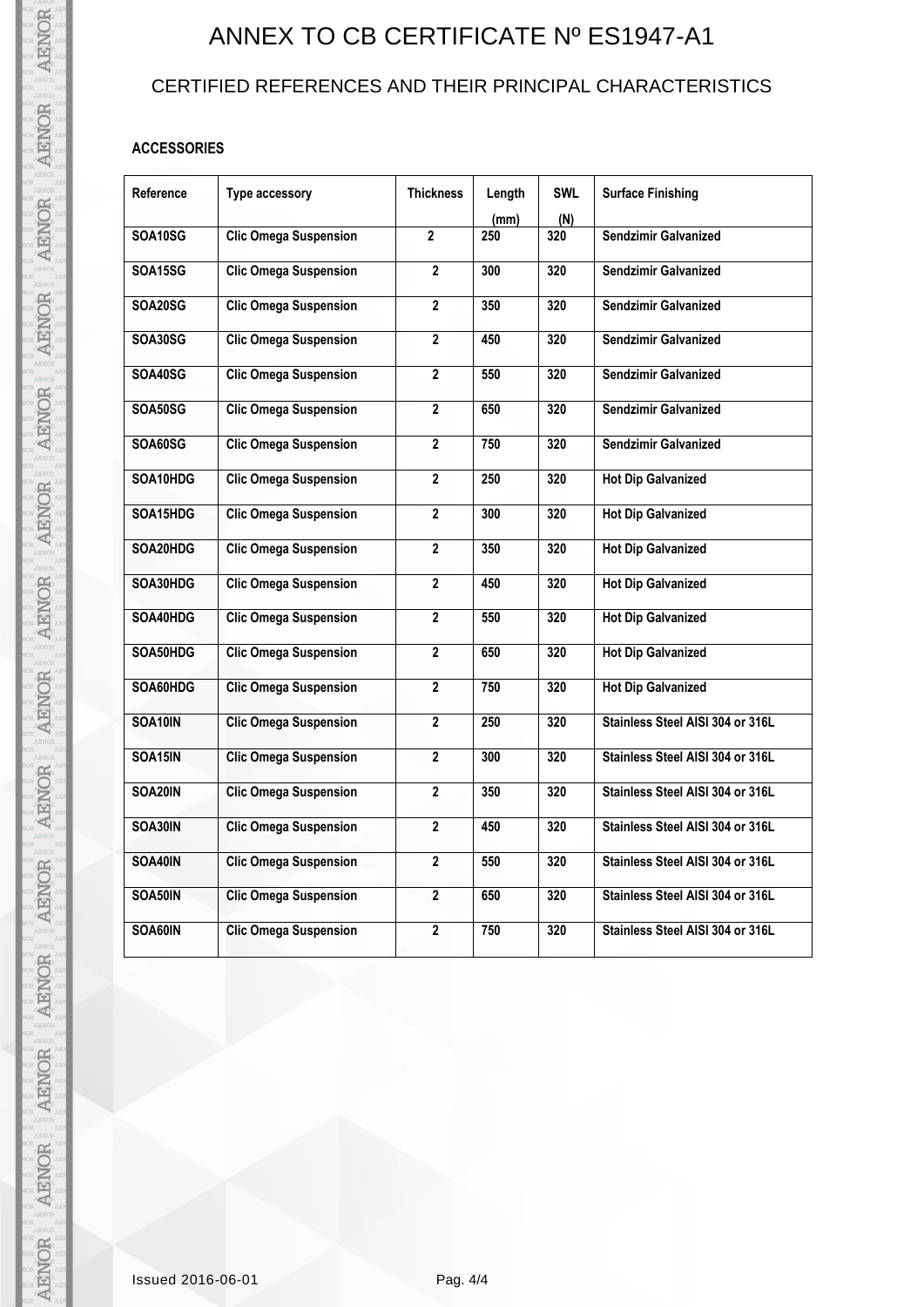# ANNEX TO CB CERTIFICATE Nº ES1947-A1

## CERTIFIED REFERENCES AND THEIR PRINCIPAL CHARACTERISTICS

### ACCESSORIES

| Reference | Type accessory | Thickness | Length (mm) | SWL (N) | Surface Finishing |
|---|---|---|---|---|---|
| SOA10SG | Clic Omega Suspension | 2 | 250 | 320 | Sendzimir Galvanized |
| SOA15SG | Clic Omega Suspension | 2 | 300 | 320 | Sendzimir Galvanized |
| SOA20SG | Clic Omega Suspension | 2 | 350 | 320 | Sendzimir Galvanized |
| SOA30SG | Clic Omega Suspension | 2 | 450 | 320 | Sendzimir Galvanized |
| SOA40SG | Clic Omega Suspension | 2 | 550 | 320 | Sendzimir Galvanized |
| SOA50SG | Clic Omega Suspension | 2 | 650 | 320 | Sendzimir Galvanized |
| SOA60SG | Clic Omega Suspension | 2 | 750 | 320 | Sendzimir Galvanized |
| SOA10HDG | Clic Omega Suspension | 2 | 250 | 320 | Hot Dip Galvanized |
| SOA15HDG | Clic Omega Suspension | 2 | 300 | 320 | Hot Dip Galvanized |
| SOA20HDG | Clic Omega Suspension | 2 | 350 | 320 | Hot Dip Galvanized |
| SOA30HDG | Clic Omega Suspension | 2 | 450 | 320 | Hot Dip Galvanized |
| SOA40HDG | Clic Omega Suspension | 2 | 550 | 320 | Hot Dip Galvanized |
| SOA50HDG | Clic Omega Suspension | 2 | 650 | 320 | Hot Dip Galvanized |
| SOA60HDG | Clic Omega Suspension | 2 | 750 | 320 | Hot Dip Galvanized |
| SOA10IN | Clic Omega Suspension | 2 | 250 | 320 | Stainless Steel AISI 304 or 316L |
| SOA15IN | Clic Omega Suspension | 2 | 300 | 320 | Stainless Steel AISI 304 or 316L |
| SOA20IN | Clic Omega Suspension | 2 | 350 | 320 | Stainless Steel AISI 304 or 316L |
| SOA30IN | Clic Omega Suspension | 2 | 450 | 320 | Stainless Steel AISI 304 or 316L |
| SOA40IN | Clic Omega Suspension | 2 | 550 | 320 | Stainless Steel AISI 304 or 316L |
| SOA50IN | Clic Omega Suspension | 2 | 650 | 320 | Stainless Steel AISI 304 or 316L |
| SOA60IN | Clic Omega Suspension | 2 | 750 | 320 | Stainless Steel AISI 304 or 316L |

Issued 2016-06-01